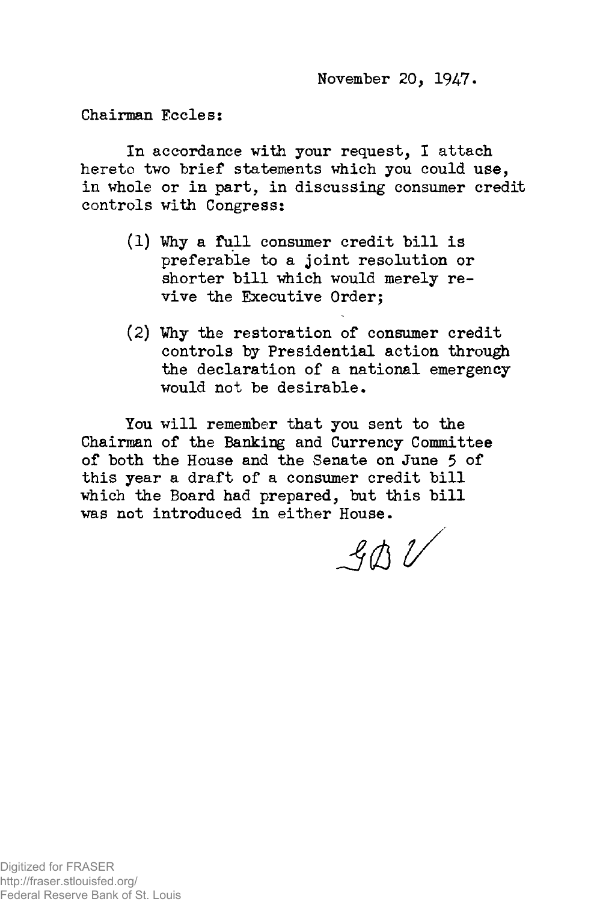November 20, 1947.

Chairman Eccles:

In accordance with your request, I attach hereto two brief statements which you could use, in whole or in part, in discussing consumer credit controls with Congress:

(1) Why a full consumer credit bill is preferable to a joint resolution or shorter bill which would merely revive the Executive Order;

(2) Why the restoration of consumer credit controls by Presidential action through the declaration of a national emergency would not be desirable.

You will remember that you sent to the Chairman of the Banking and Currency Committee of both the House and the Senate on June 5 of this year a draft of a consumer credit bill which the Board had prepared, but this bill was not introduced in either House.

GBV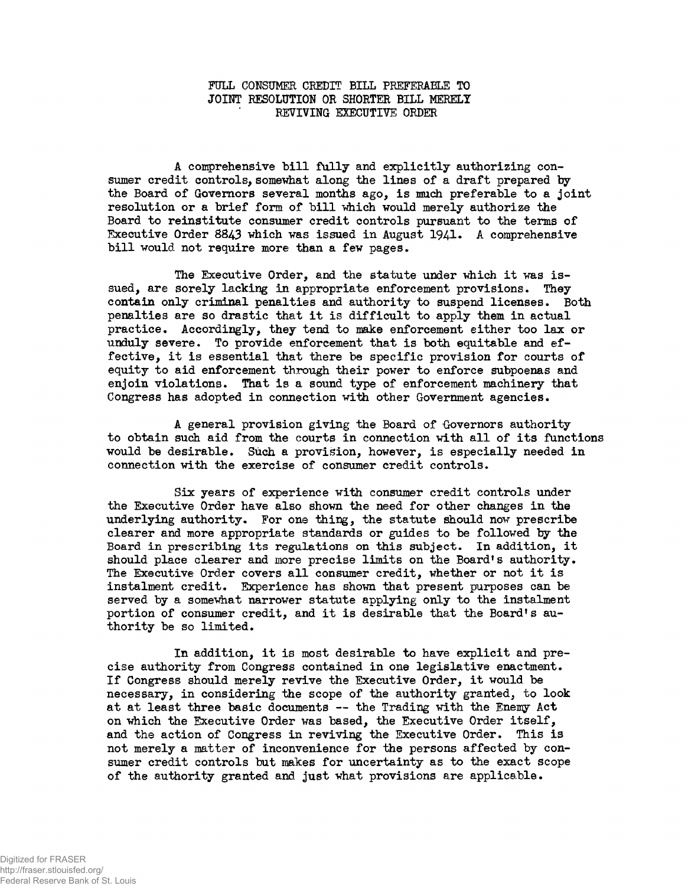# FULL CONSUMER CREDIT BILL PREFERABLE TO JOINT RESOLUTION OR SHORTER BILL MERELY REVIVING EXECUTIVE ORDER

A comprehensive bill fully and explicitly authorizing consumer credit controls, somewhat along the lines of a draft prepared by the Board of Governors several months ago, is much preferable to a joint resolution or a brief form of bill which would merely authorize the Board to reinstitute consumer credit controls pursuant to the terms of Executive Order 8843 which was issued in August 1941. A comprehensive bill would not require more than a few pages.

The Executive Order, and the statute under which it was issued, are sorely lacking in appropriate enforcement provisions. They contain only criminal penalties and authority to suspend licenses. Both penalties are so drastic that it is difficult to apply them in actual practice. Accordingly, they tend to make enforcement either too lax or unduly severe. To provide enforcement that is both equitable and effective, it is essential that there be specific provision for courts of equity to aid enforcement through their power to enforce subpoenas and enjoin violations. That is a sound type of enforcement machinery that Congress has adopted in connection with other Government agencies.

A general provision giving the Board of Governors authority to obtain such aid from the courts in connection with all of its functions would be desirable. Such a provision, however, is especially needed in connection with the exercise of consumer credit controls.

Six years of experience with consumer credit controls under the Executive Order have also shown the need for other changes in the underlying authority. For one thing, the statute should now prescribe clearer and more appropriate standards or guides to be followed by the Board in prescribing its regulations on this subject. In addition, it should place clearer and more precise limits on the Board's authority. The Executive Order covers all consumer credit, whether or not it is instalment credit. Experience has shown that present purposes can be served by a somewhat narrower statute applying only to the instalment portion of consumer credit, and it is desirable that the Board's authority be so limited.

In addition, it is most desirable to have explicit and precise authority from Congress contained in one legislative enactment. If Congress should merely revive the Executive Order, it would be necessary, in considering the scope of the authority granted, to look at at least three basic documents -- the Trading with the Enemy Act on which the Executive Order was based, the Executive Order itself, and the action of Congress in reviving the Executive Order. This is not merely a matter of inconvenience for the persons affected by consumer credit controls but makes for uncertainty as to the exact scope of the authority granted and just what provisions are applicable.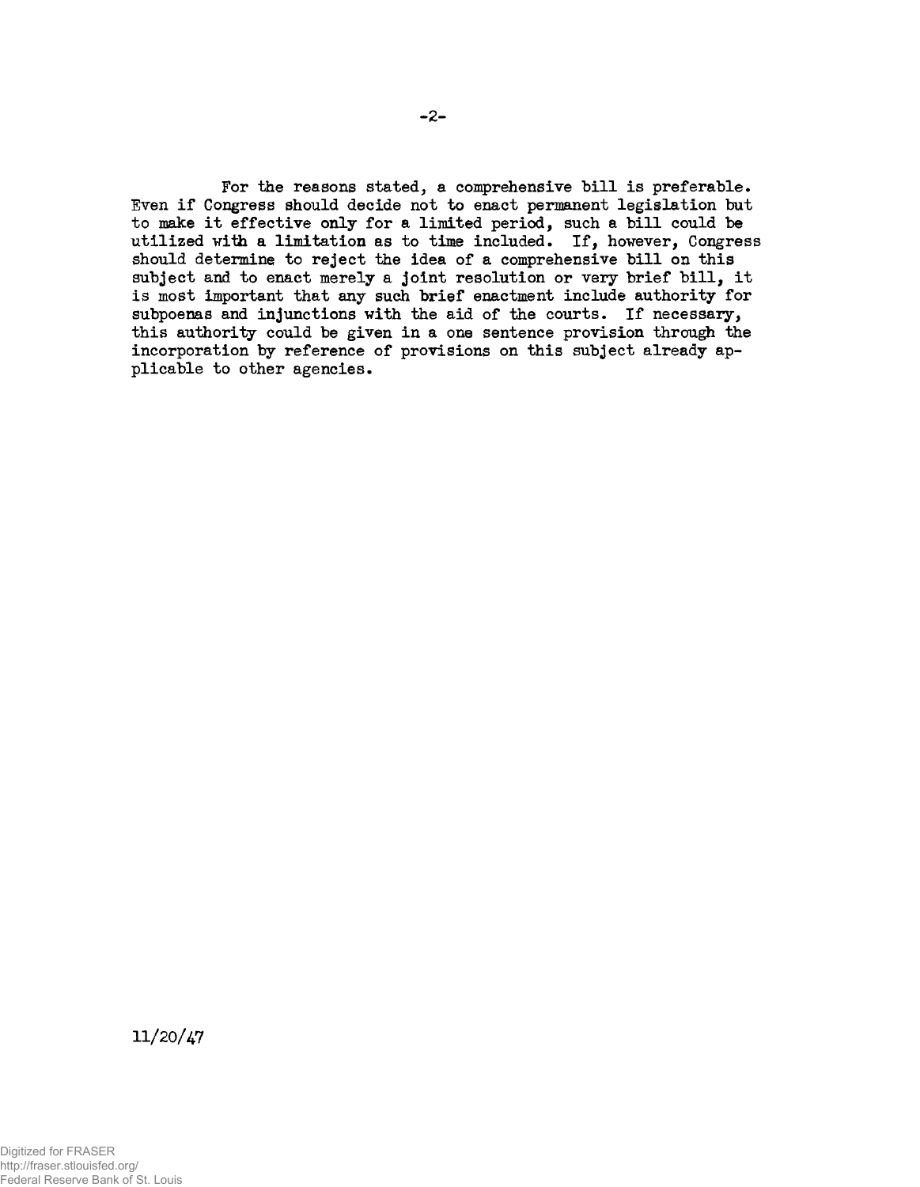For the reasons stated, a comprehensive bill is preferable. Even if Congress should decide not to enact permanent legislation but to make it effective only for a limited period, such a bill could be utilized with a limitation as to time included. If, however, Congress should determine to reject the idea of a comprehensive bill on this subject and to enact merely a joint resolution or very brief bill, it is most important that any such brief enactment include authority for subpoenas and injunctions with the aid of the courts. If necessary, this authority could be given in a one sentence provision through the incorporation by reference of provisions on this subject already applicable to other agencies.

11/20/47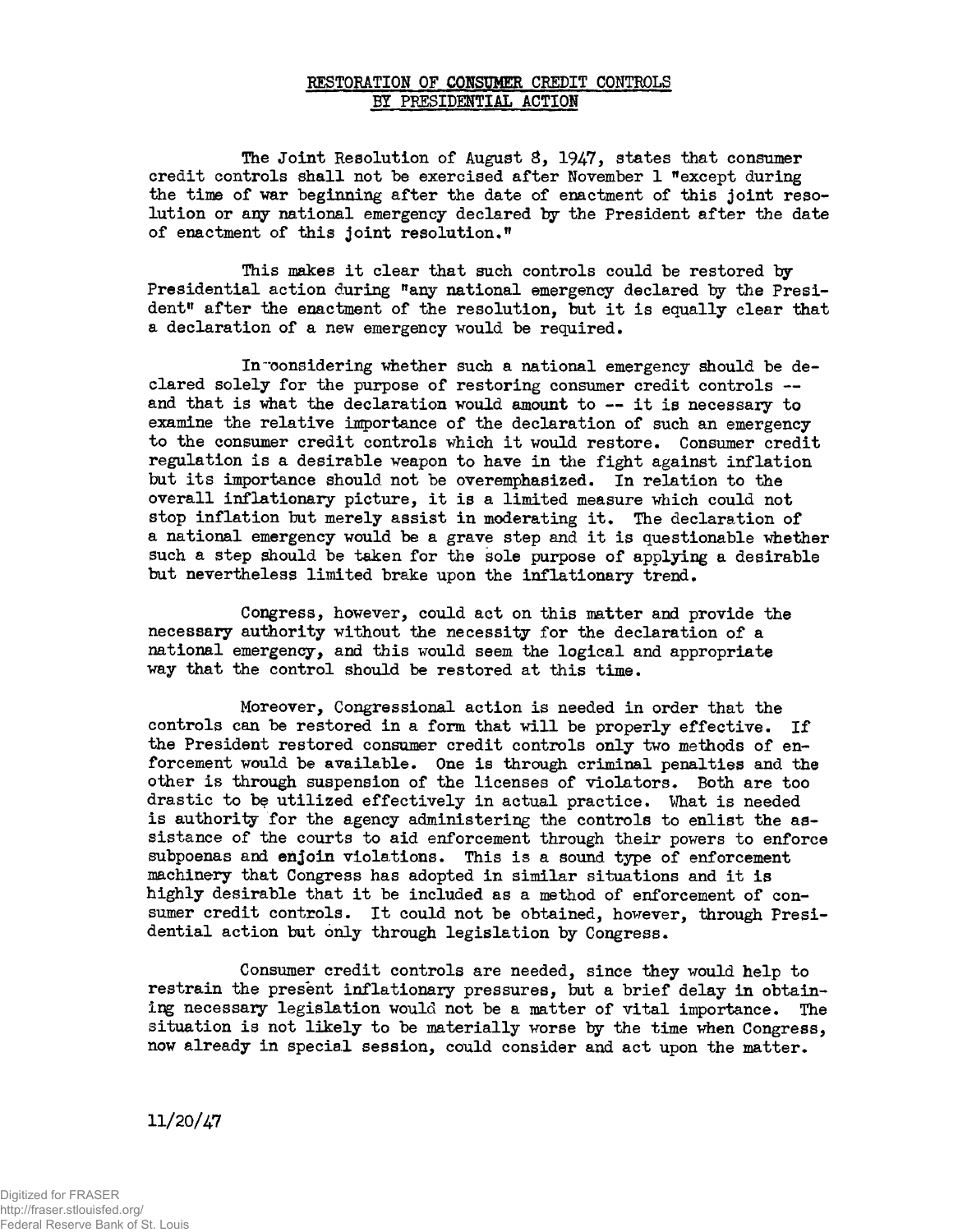## RESTORATION OF CONSUMER CREDIT CONTROLS BY PRESIDENTIAL ACTION

The Joint Resolution of August 8, 1947, states that consumer credit controls shall not be exercised after November 1 "except during the time of war beginning after the date of enactment of this joint resolution or any national emergency declared by the President after the date of enactment of this joint resolution."

This makes it clear that such controls could be restored by Presidential action during "any national emergency declared by the President" after the enactment of the resolution, but it is equally clear that a declaration of a new emergency would be required.

In considering whether such a national emergency should be declared solely for the purpose of restoring consumer credit controls -- and that is what the declaration would amount to -- it is necessary to examine the relative importance of the declaration of such an emergency to the consumer credit controls which it would restore. Consumer credit regulation is a desirable weapon to have in the fight against inflation but its importance should not be overemphasized. In relation to the overall inflationary picture, it is a limited measure which could not stop inflation but merely assist in moderating it. The declaration of a national emergency would be a grave step and it is questionable whether such a step should be taken for the sole purpose of applying a desirable but nevertheless limited brake upon the inflationary trend.

Congress, however, could act on this matter and provide the necessary authority without the necessity for the declaration of a national emergency, and this would seem the logical and appropriate way that the control should be restored at this time.

Moreover, Congressional action is needed in order that the controls can be restored in a form that will be properly effective. If the President restored consumer credit controls only two methods of enforcement would be available. One is through criminal penalties and the other is through suspension of the licenses of violators. Both are too drastic to be utilized effectively in actual practice. What is needed is authority for the agency administering the controls to enlist the assistance of the courts to aid enforcement through their powers to enforce subpoenas and enjoin violations. This is a sound type of enforcement machinery that Congress has adopted in similar situations and it is highly desirable that it be included as a method of enforcement of consumer credit controls. It could not be obtained, however, through Presidential action but only through legislation by Congress.

Consumer credit controls are needed, since they would help to restrain the present inflationary pressures, but a brief delay in obtaining necessary legislation would not be a matter of vital importance. The situation is not likely to be materially worse by the time when Congress, now already in special session, could consider and act upon the matter.

11/20/47